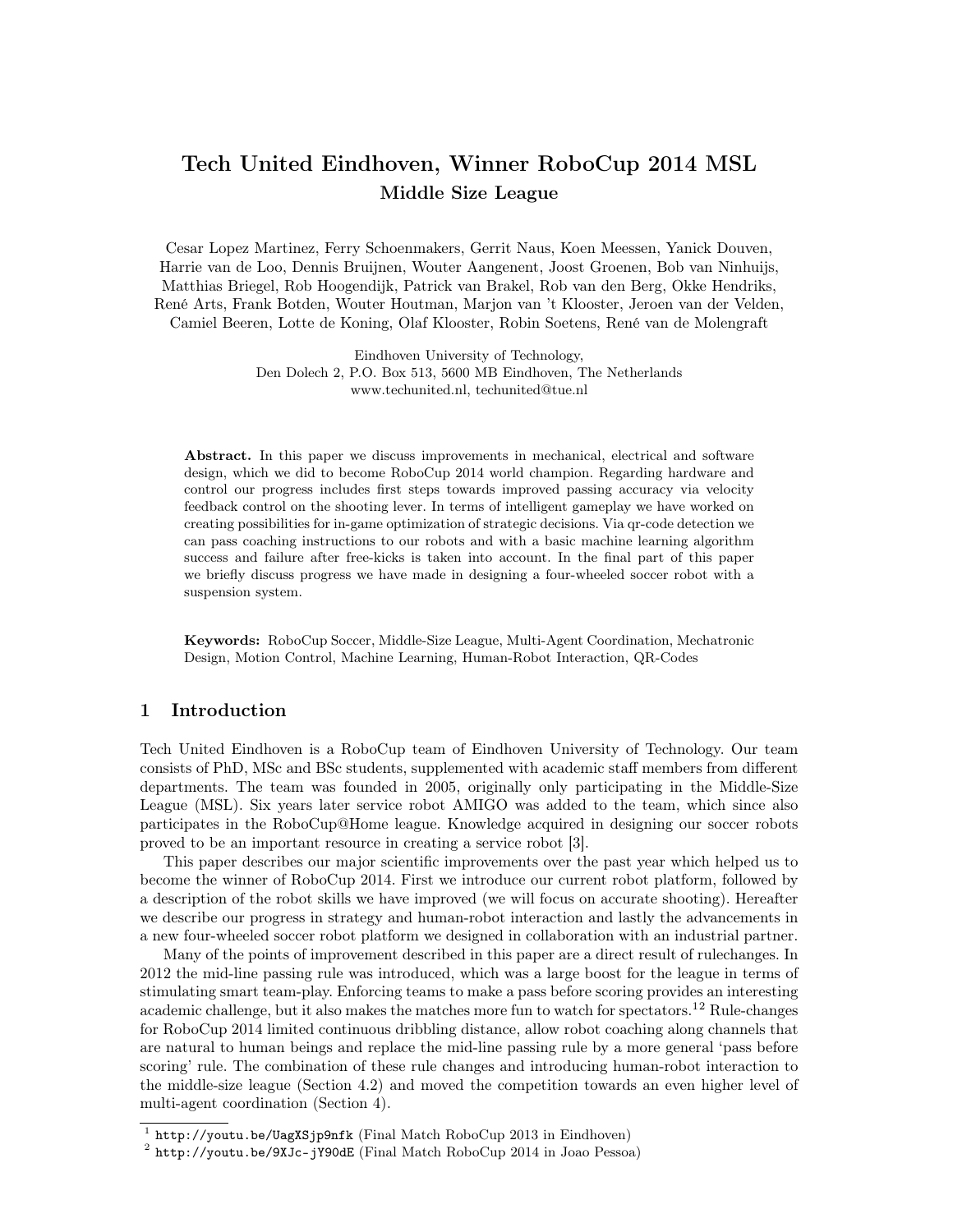# Tech United Eindhoven, Winner RoboCup 2014 MSL

## Middle Size League

Cesar Lopez Martinez, Ferry Schoenmakers, Gerrit Naus, Koen Meessen, Yanick Douven, Harrie van de Loo, Dennis Bruijnen, Wouter Aangenent, Joost Groenen, Bob van Ninhuijs, Matthias Briegel, Rob Hoogendijk, Patrick van Brakel, Rob van den Berg, Okke Hendriks, René Arts, Frank Botden, Wouter Houtman, Marjon van 't Klooster, Jeroen van der Velden, Camiel Beeren, Lotte de Koning, Olaf Klooster, Robin Soetens, René van de Molengraft

Eindhoven University of Technology,
Den Dolech 2, P.O. Box 513, 5600 MB Eindhoven, The Netherlands
www.techunited.nl, techunited@tue.nl

**Abstract.** In this paper we discuss improvements in mechanical, electrical and software design, which we did to become RoboCup 2014 world champion. Regarding hardware and control our progress includes first steps towards improved passing accuracy via velocity feedback control on the shooting lever. In terms of intelligent gameplay we have worked on creating possibilities for in-game optimization of strategic decisions. Via qr-code detection we can pass coaching instructions to our robots and with a basic machine learning algorithm success and failure after free-kicks is taken into account. In the final part of this paper we briefly discuss progress we have made in designing a four-wheeled soccer robot with a suspension system.

**Keywords:** RoboCup Soccer, Middle-Size League, Multi-Agent Coordination, Mechatronic Design, Motion Control, Machine Learning, Human-Robot Interaction, QR-Codes

## 1 Introduction

Tech United Eindhoven is a RoboCup team of Eindhoven University of Technology. Our team consists of PhD, MSc and BSc students, supplemented with academic staff members from different departments. The team was founded in 2005, originally only participating in the Middle-Size League (MSL). Six years later service robot AMIGO was added to the team, which since also participates in the RoboCup@Home league. Knowledge acquired in designing our soccer robots proved to be an important resource in creating a service robot [3].

This paper describes our major scientific improvements over the past year which helped us to become the winner of RoboCup 2014. First we introduce our current robot platform, followed by a description of the robot skills we have improved (we will focus on accurate shooting). Hereafter we describe our progress in strategy and human-robot interaction and lastly the advancements in a new four-wheeled soccer robot platform we designed in collaboration with an industrial partner.

Many of the points of improvement described in this paper are a direct result of rulechanges. In 2012 the mid-line passing rule was introduced, which was a large boost for the league in terms of stimulating smart team-play. Enforcing teams to make a pass before scoring provides an interesting academic challenge, but it also makes the matches more fun to watch for spectators.[1,2] Rule-changes for RoboCup 2014 limited continuous dribbling distance, allow robot coaching along channels that are natural to human beings and replace the mid-line passing rule by a more general 'pass before scoring' rule. The combination of these rule changes and introducing human-robot interaction to the middle-size league (Section 4.2) and moved the competition towards an even higher level of multi-agent coordination (Section 4).

[1] http://youtu.be/UagXSjp9nfk (Final Match RoboCup 2013 in Eindhoven)
[2] http://youtu.be/9XJc-jY90dE (Final Match RoboCup 2014 in Joao Pessoa)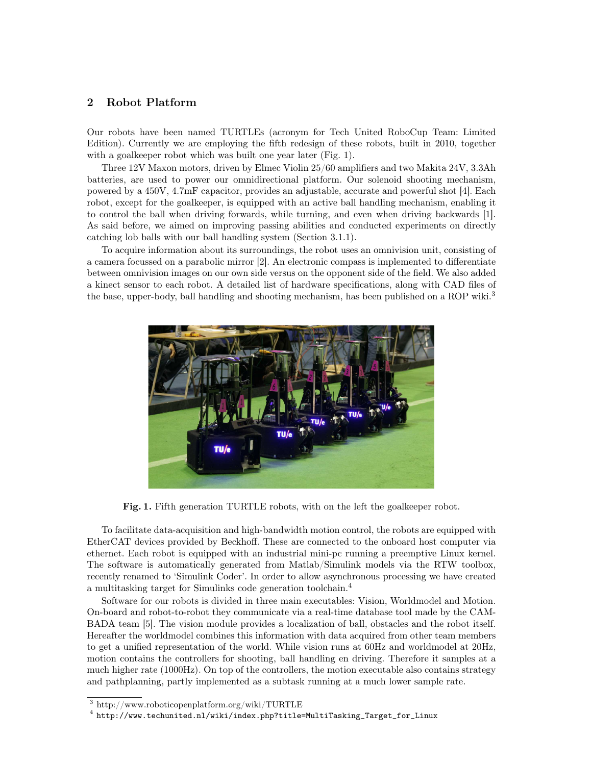## 2 Robot Platform

Our robots have been named TURTLEs (acronym for Tech United RoboCup Team: Limited Edition). Currently we are employing the fifth redesign of these robots, built in 2010, together with a goalkeeper robot which was built one year later (Fig. 1).

Three 12V Maxon motors, driven by Elmec Violin 25/60 amplifiers and two Makita 24V, 3.3Ah batteries, are used to power our omnidirectional platform. Our solenoid shooting mechanism, powered by a 450V, 4.7mF capacitor, provides an adjustable, accurate and powerful shot [4]. Each robot, except for the goalkeeper, is equipped with an active ball handling mechanism, enabling it to control the ball when driving forwards, while turning, and even when driving backwards [1]. As said before, we aimed on improving passing abilities and conducted experiments on directly catching lob balls with our ball handling system (Section 3.1.1).

To acquire information about its surroundings, the robot uses an omnivision unit, consisting of a camera focussed on a parabolic mirror [2]. An electronic compass is implemented to differentiate between omnivision images on our own side versus on the opponent side of the field. We also added a kinect sensor to each robot. A detailed list of hardware specifications, along with CAD files of the base, upper-body, ball handling and shooting mechanism, has been published on a ROP wiki.[3]

**Fig. 1.** Fifth generation TURTLE robots, with on the left the goalkeeper robot.

To facilitate data-acquisition and high-bandwidth motion control, the robots are equipped with EtherCAT devices provided by Beckhoff. These are connected to the onboard host computer via ethernet. Each robot is equipped with an industrial mini-pc running a preemptive Linux kernel. The software is automatically generated from Matlab/Simulink models via the RTW toolbox, recently renamed to 'Simulink Coder'. In order to allow asynchronous processing we have created a multitasking target for Simulinks code generation toolchain.[4]

Software for our robots is divided in three main executables: Vision, Worldmodel and Motion. On-board and robot-to-robot they communicate via a real-time database tool made by the CAMBADA team [5]. The vision module provides a localization of ball, obstacles and the robot itself. Hereafter the worldmodel combines this information with data acquired from other team members to get a unified representation of the world. While vision runs at 60Hz and worldmodel at 20Hz, motion contains the controllers for shooting, ball handling en driving. Therefore it samples at a much higher rate (1000Hz). On top of the controllers, the motion executable also contains strategy and pathplanning, partly implemented as a subtask running at a much lower sample rate.

[3] http://www.roboticopenplatform.org/wiki/TURTLE

[4] http://www.techunited.nl/wiki/index.php?title=MultiTasking_Target_for_Linux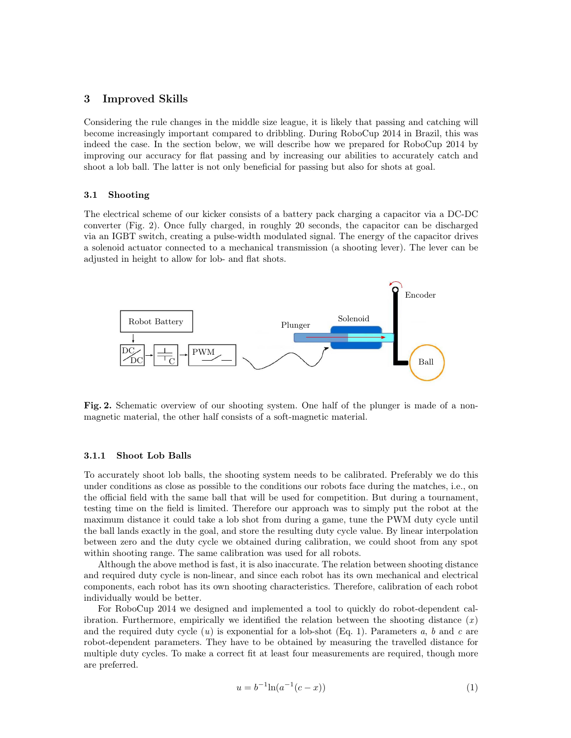## 3 Improved Skills

Considering the rule changes in the middle size league, it is likely that passing and catching will become increasingly important compared to dribbling. During RoboCup 2014 in Brazil, this was indeed the case. In the section below, we will describe how we prepared for RoboCup 2014 by improving our accuracy for flat passing and by increasing our abilities to accurately catch and shoot a lob ball. The latter is not only beneficial for passing but also for shots at goal.

### 3.1 Shooting

The electrical scheme of our kicker consists of a battery pack charging a capacitor via a DC-DC converter (Fig. 2). Once fully charged, in roughly 20 seconds, the capacitor can be discharged via an IGBT switch, creating a pulse-width modulated signal. The energy of the capacitor drives a solenoid actuator connected to a mechanical transmission (a shooting lever). The lever can be adjusted in height to allow for lob- and flat shots.

Robot Battery

DC/DC

C

PWM

Plunger

Solenoid

Encoder

Ball

**Fig. 2.** Schematic overview of our shooting system. One half of the plunger is made of a non-magnetic material, the other half consists of a soft-magnetic material.

#### 3.1.1 Shoot Lob Balls

To accurately shoot lob balls, the shooting system needs to be calibrated. Preferably we do this under conditions as close as possible to the conditions our robots face during the matches, i.e., on the official field with the same ball that will be used for competition. But during a tournament, testing time on the field is limited. Therefore our approach was to simply put the robot at the maximum distance it could take a lob shot from during a game, tune the PWM duty cycle until the ball lands exactly in the goal, and store the resulting duty cycle value. By linear interpolation between zero and the duty cycle we obtained during calibration, we could shoot from any spot within shooting range. The same calibration was used for all robots.

Although the above method is fast, it is also inaccurate. The relation between shooting distance and required duty cycle is non-linear, and since each robot has its own mechanical and electrical components, each robot has its own shooting characteristics. Therefore, calibration of each robot individually would be better.

For RoboCup 2014 we designed and implemented a tool to quickly do robot-dependent calibration. Furthermore, empirically we identified the relation between the shooting distance ($x$) and the required duty cycle ($u$) is exponential for a lob-shot (Eq. 1). Parameters $a$, $b$ and $c$ are robot-dependent parameters. They have to be obtained by measuring the travelled distance for multiple duty cycles. To make a correct fit at least four measurements are required, though more are preferred.

$$u = b^{-1}\ln(a^{-1}(c - x)) \tag{1}$$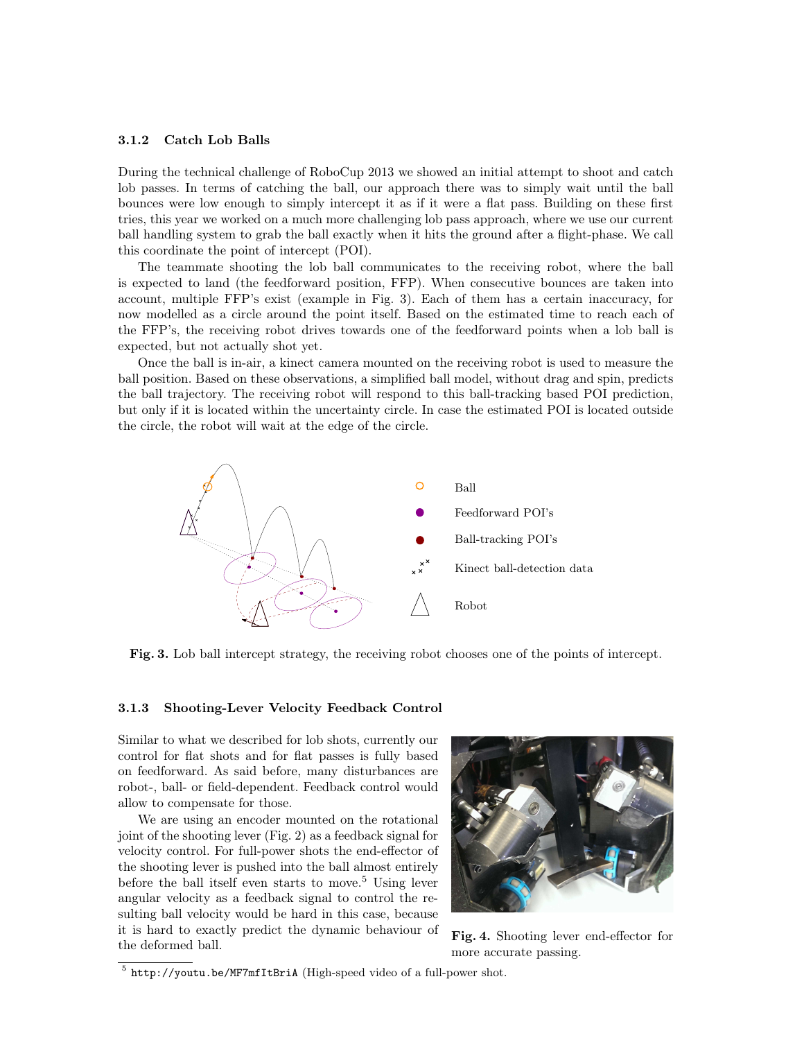### 3.1.2 Catch Lob Balls

During the technical challenge of RoboCup 2013 we showed an initial attempt to shoot and catch lob passes. In terms of catching the ball, our approach there was to simply wait until the ball bounces were low enough to simply intercept it as if it were a flat pass. Building on these first tries, this year we worked on a much more challenging lob pass approach, where we use our current ball handling system to grab the ball exactly when it hits the ground after a flight-phase. We call this coordinate the point of intercept (POI).

The teammate shooting the lob ball communicates to the receiving robot, where the ball is expected to land (the feedforward position, FFP). When consecutive bounces are taken into account, multiple FFP's exist (example in Fig. 3). Each of them has a certain inaccuracy, for now modelled as a circle around the point itself. Based on the estimated time to reach each of the FFP's, the receiving robot drives towards one of the feedforward points when a lob ball is expected, but not actually shot yet.

Once the ball is in-air, a kinect camera mounted on the receiving robot is used to measure the ball position. Based on these observations, a simplified ball model, without drag and spin, predicts the ball trajectory. The receiving robot will respond to this ball-tracking based POI prediction, but only if it is located within the uncertainty circle. In case the estimated POI is located outside the circle, the robot will wait at the edge of the circle.

Ball

Feedforward POI's

Ball-tracking POI's

Kinect ball-detection data

Robot

**Fig. 3.** Lob ball intercept strategy, the receiving robot chooses one of the points of intercept.

### 3.1.3 Shooting-Lever Velocity Feedback Control

Similar to what we described for lob shots, currently our control for flat shots and for flat passes is fully based on feedforward. As said before, many disturbances are robot-, ball- or field-dependent. Feedback control would allow to compensate for those.

We are using an encoder mounted on the rotational joint of the shooting lever (Fig. 2) as a feedback signal for velocity control. For full-power shots the end-effector of the shooting lever is pushed into the ball almost entirely before the ball itself even starts to move.[5] Using lever angular velocity as a feedback signal to control the resulting ball velocity would be hard in this case, because it is hard to exactly predict the dynamic behaviour of the deformed ball.

**Fig. 4.** Shooting lever end-effector for more accurate passing.

[5] http://youtu.be/MF7mfItBriA (High-speed video of a full-power shot.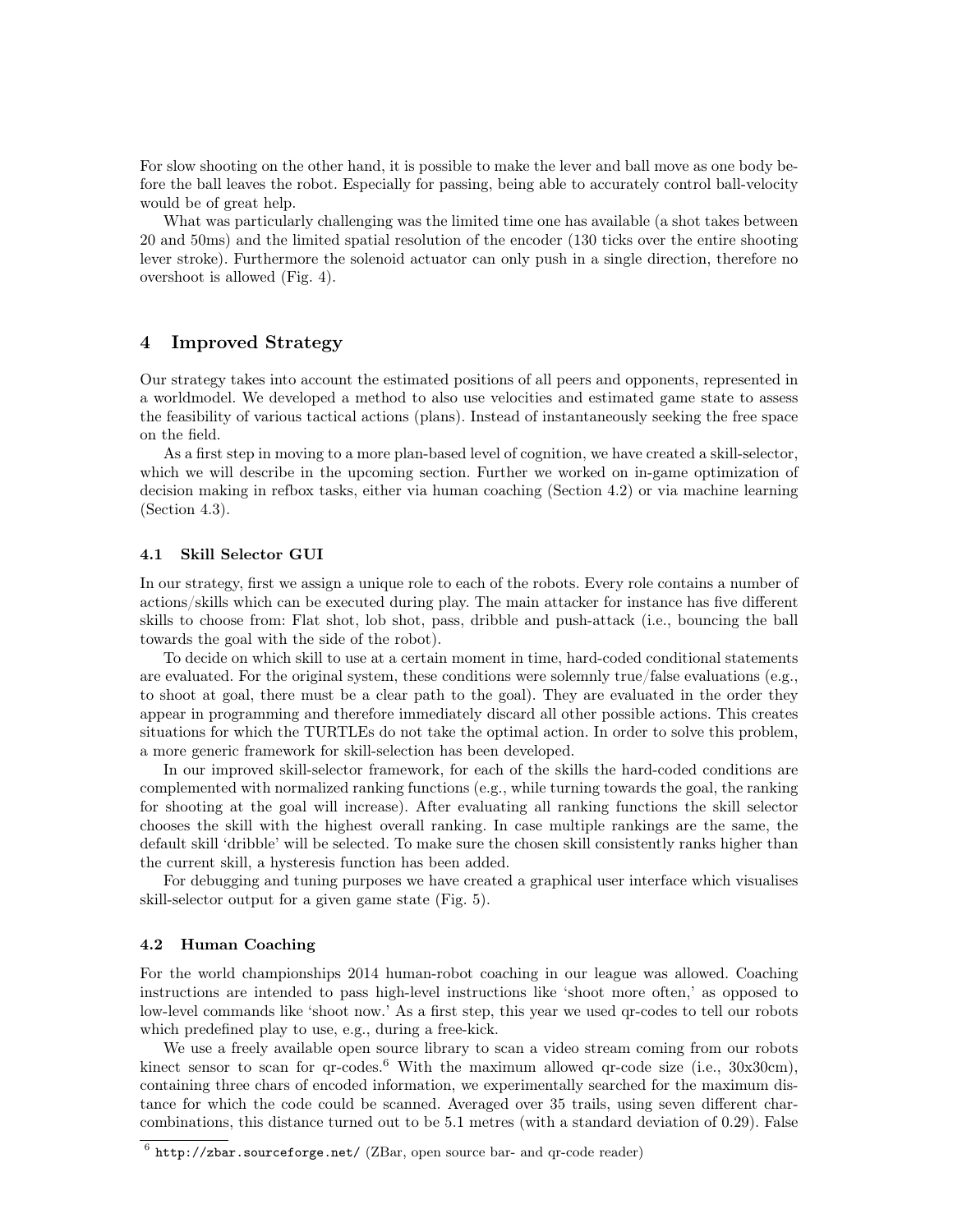For slow shooting on the other hand, it is possible to make the lever and ball move as one body before the ball leaves the robot. Especially for passing, being able to accurately control ball-velocity would be of great help.

What was particularly challenging was the limited time one has available (a shot takes between 20 and 50ms) and the limited spatial resolution of the encoder (130 ticks over the entire shooting lever stroke). Furthermore the solenoid actuator can only push in a single direction, therefore no overshoot is allowed (Fig. 4).

## 4 Improved Strategy

Our strategy takes into account the estimated positions of all peers and opponents, represented in a worldmodel. We developed a method to also use velocities and estimated game state to assess the feasibility of various tactical actions (plans). Instead of instantaneously seeking the free space on the field.

As a first step in moving to a more plan-based level of cognition, we have created a skill-selector, which we will describe in the upcoming section. Further we worked on in-game optimization of decision making in refbox tasks, either via human coaching (Section 4.2) or via machine learning (Section 4.3).

### 4.1 Skill Selector GUI

In our strategy, first we assign a unique role to each of the robots. Every role contains a number of actions/skills which can be executed during play. The main attacker for instance has five different skills to choose from: Flat shot, lob shot, pass, dribble and push-attack (i.e., bouncing the ball towards the goal with the side of the robot).

To decide on which skill to use at a certain moment in time, hard-coded conditional statements are evaluated. For the original system, these conditions were solemnly true/false evaluations (e.g., to shoot at goal, there must be a clear path to the goal). They are evaluated in the order they appear in programming and therefore immediately discard all other possible actions. This creates situations for which the TURTLEs do not take the optimal action. In order to solve this problem, a more generic framework for skill-selection has been developed.

In our improved skill-selector framework, for each of the skills the hard-coded conditions are complemented with normalized ranking functions (e.g., while turning towards the goal, the ranking for shooting at the goal will increase). After evaluating all ranking functions the skill selector chooses the skill with the highest overall ranking. In case multiple rankings are the same, the default skill 'dribble' will be selected. To make sure the chosen skill consistently ranks higher than the current skill, a hysteresis function has been added.

For debugging and tuning purposes we have created a graphical user interface which visualises skill-selector output for a given game state (Fig. 5).

### 4.2 Human Coaching

For the world championships 2014 human-robot coaching in our league was allowed. Coaching instructions are intended to pass high-level instructions like 'shoot more often,' as opposed to low-level commands like 'shoot now.' As a first step, this year we used qr-codes to tell our robots which predefined play to use, e.g., during a free-kick.

We use a freely available open source library to scan a video stream coming from our robots kinect sensor to scan for qr-codes.[6] With the maximum allowed qr-code size (i.e., 30x30cm), containing three chars of encoded information, we experimentally searched for the maximum distance for which the code could be scanned. Averaged over 35 trails, using seven different char-combinations, this distance turned out to be 5.1 metres (with a standard deviation of 0.29). False

[6] http://zbar.sourceforge.net/ (ZBar, open source bar- and qr-code reader)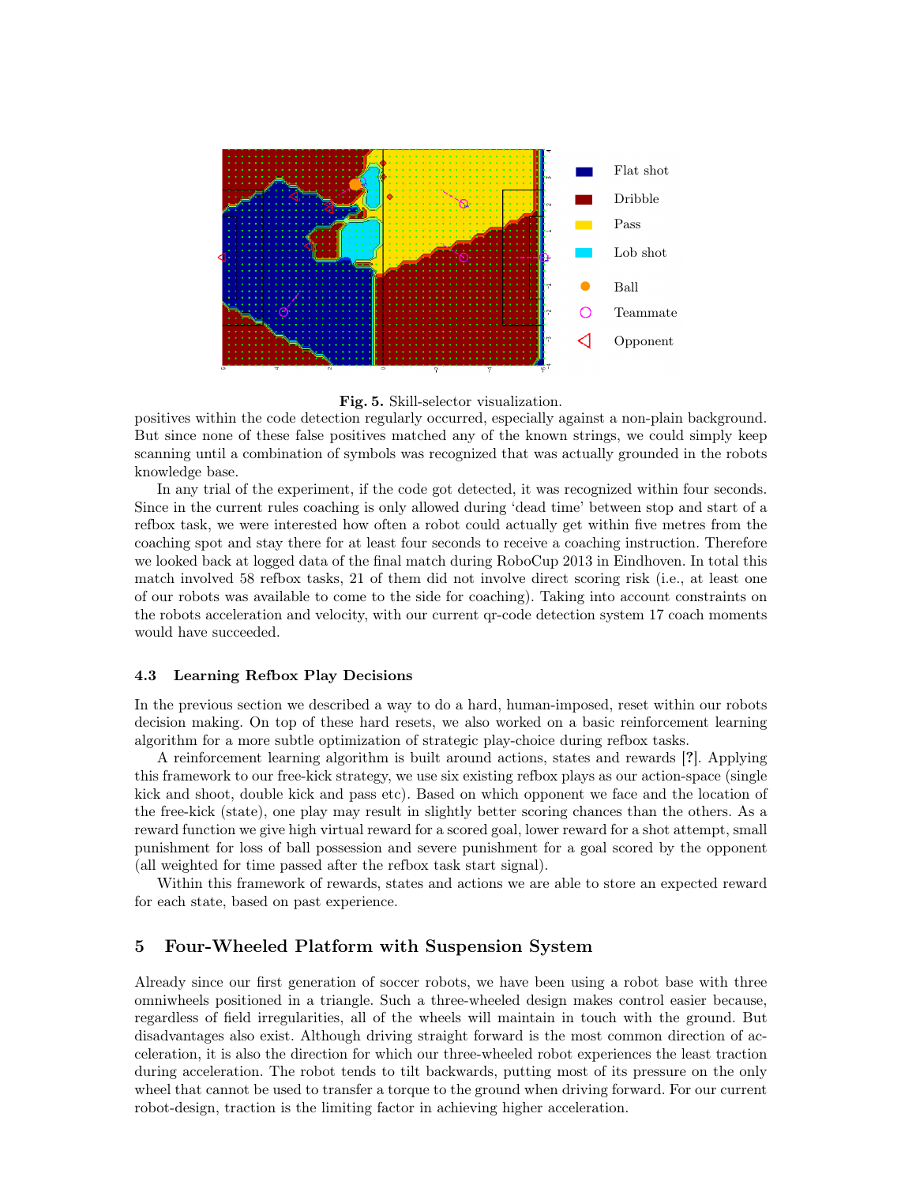Flat shot

Dribble

Pass

Lob shot

Ball

Teammate

Opponent

**Fig. 5.** Skill-selector visualization.

positives within the code detection regularly occurred, especially against a non-plain background. But since none of these false positives matched any of the known strings, we could simply keep scanning until a combination of symbols was recognized that was actually grounded in the robots knowledge base.

In any trial of the experiment, if the code got detected, it was recognized within four seconds. Since in the current rules coaching is only allowed during 'dead time' between stop and start of a refbox task, we were interested how often a robot could actually get within five metres from the coaching spot and stay there for at least four seconds to receive a coaching instruction. Therefore we looked back at logged data of the final match during RoboCup 2013 in Eindhoven. In total this match involved 58 refbox tasks, 21 of them did not involve direct scoring risk (i.e., at least one of our robots was available to come to the side for coaching). Taking into account constraints on the robots acceleration and velocity, with our current qr-code detection system 17 coach moments would have succeeded.

### 4.3 Learning Refbox Play Decisions

In the previous section we described a way to do a hard, human-imposed, reset within our robots decision making. On top of these hard resets, we also worked on a basic reinforcement learning algorithm for a more subtle optimization of strategic play-choice during refbox tasks.

A reinforcement learning algorithm is built around actions, states and rewards [?]. Applying this framework to our free-kick strategy, we use six existing refbox plays as our action-space (single kick and shoot, double kick and pass etc). Based on which opponent we face and the location of the free-kick (state), one play may result in slightly better scoring chances than the others. As a reward function we give high virtual reward for a scored goal, lower reward for a shot attempt, small punishment for loss of ball possession and severe punishment for a goal scored by the opponent (all weighted for time passed after the refbox task start signal).

Within this framework of rewards, states and actions we are able to store an expected reward for each state, based on past experience.

## 5 Four-Wheeled Platform with Suspension System

Already since our first generation of soccer robots, we have been using a robot base with three omniwheels positioned in a triangle. Such a three-wheeled design makes control easier because, regardless of field irregularities, all of the wheels will maintain in touch with the ground. But disadvantages also exist. Although driving straight forward is the most common direction of acceleration, it is also the direction for which our three-wheeled robot experiences the least traction during acceleration. The robot tends to tilt backwards, putting most of its pressure on the only wheel that cannot be used to transfer a torque to the ground when driving forward. For our current robot-design, traction is the limiting factor in achieving higher acceleration.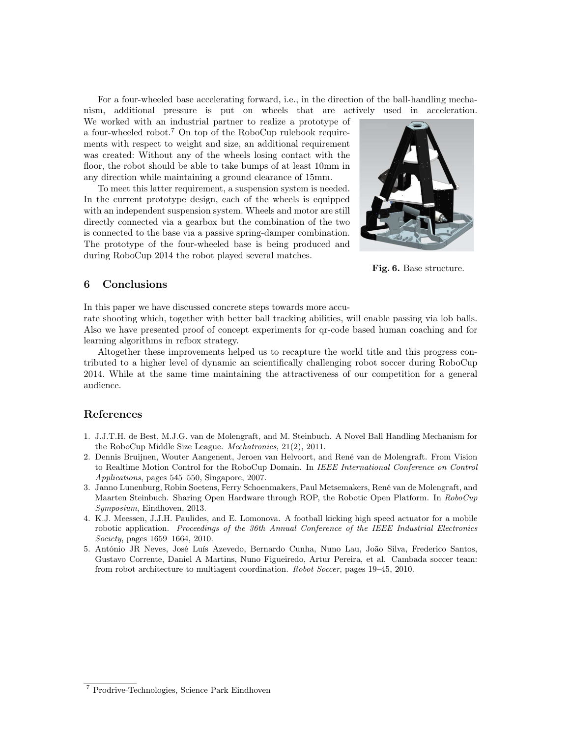For a four-wheeled base accelerating forward, i.e., in the direction of the ball-handling mechanism, additional pressure is put on wheels that are actively used in acceleration. We worked with an industrial partner to realize a prototype of a four-wheeled robot.[7] On top of the RoboCup rulebook requirements with respect to weight and size, an additional requirement was created: Without any of the wheels losing contact with the floor, the robot should be able to take bumps of at least 10mm in any direction while maintaining a ground clearance of 15mm.

To meet this latter requirement, a suspension system is needed. In the current prototype design, each of the wheels is equipped with an independent suspension system. Wheels and motor are still directly connected via a gearbox but the combination of the two is connected to the base via a passive spring-damper combination. The prototype of the four-wheeled base is being produced and during RoboCup 2014 the robot played several matches.

**Fig. 6.** Base structure.

## 6 Conclusions

In this paper we have discussed concrete steps towards more accurate shooting which, together with better ball tracking abilities, will enable passing via lob balls. Also we have presented proof of concept experiments for qr-code based human coaching and for learning algorithms in refbox strategy.

Altogether these improvements helped us to recapture the world title and this progress contributed to a higher level of dynamic an scientifically challenging robot soccer during RoboCup 2014. While at the same time maintaining the attractiveness of our competition for a general audience.

## References

1. J.J.T.H. de Best, M.J.G. van de Molengraft, and M. Steinbuch. A Novel Ball Handling Mechanism for the RoboCup Middle Size League. *Mechatronics*, 21(2), 2011.
2. Dennis Bruijnen, Wouter Aangenent, Jeroen van Helvoort, and René van de Molengraft. From Vision to Realtime Motion Control for the RoboCup Domain. In *IEEE International Conference on Control Applications*, pages 545–550, Singapore, 2007.
3. Janno Lunenburg, Robin Soetens, Ferry Schoenmakers, Paul Metsemakers, René van de Molengraft, and Maarten Steinbuch. Sharing Open Hardware through ROP, the Robotic Open Platform. In *RoboCup Symposium*, Eindhoven, 2013.
4. K.J. Meessen, J.J.H. Paulides, and E. Lomonova. A football kicking high speed actuator for a mobile robotic application. *Proceedings of the 36th Annual Conference of the IEEE Industrial Electronics Society*, pages 1659–1664, 2010.
5. António JR Neves, José Luís Azevedo, Bernardo Cunha, Nuno Lau, João Silva, Frederico Santos, Gustavo Corrente, Daniel A Martins, Nuno Figueiredo, Artur Pereira, et al. Cambada soccer team: from robot architecture to multiagent coordination. *Robot Soccer*, pages 19–45, 2010.

---

[7] Prodrive-Technologies, Science Park Eindhoven